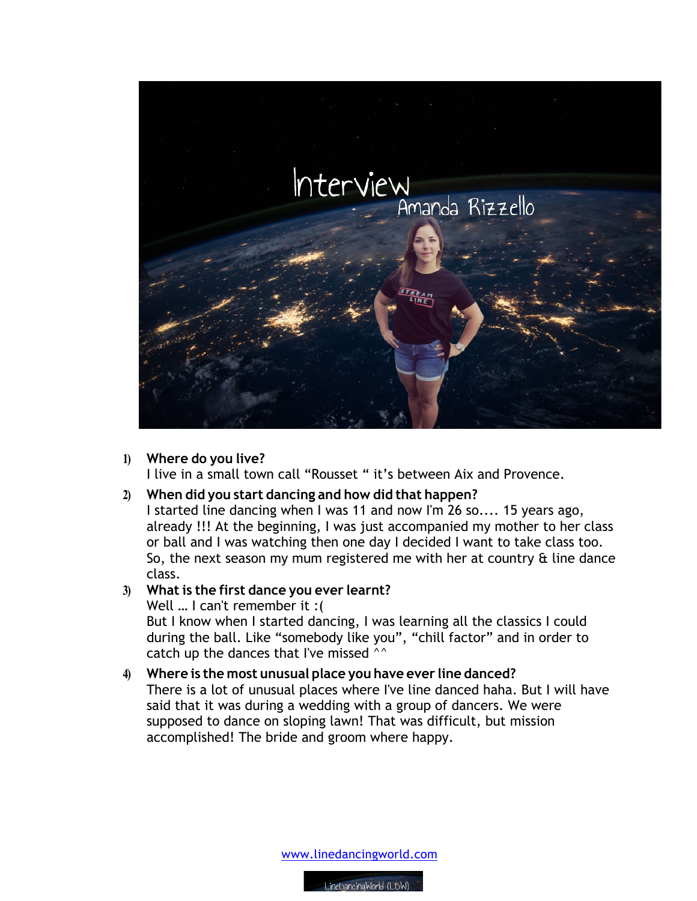# Interview

## Amanda Rizzello

1) **Where do you live?**
   I live in a small town call "Rousset " it's between Aix and Provence.

2) **When did you start dancing and how did that happen?**
   I started line dancing when I was 11 and now I'm 26 so.... 15 years ago, already !!! At the beginning, I was just accompanied my mother to her class or ball and I was watching then one day I decided I want to take class too. So, the next season my mum registered me with her at country & line dance class.

3) **What is the first dance you ever learnt?**
   Well … I can't remember it :(
   But I know when I started dancing, I was learning all the classics I could during the ball. Like "somebody like you", "chill factor" and in order to catch up the dances that I've missed ^^

4) **Where is the most unusual place you have ever line danced?**
   There is a lot of unusual places where I've line danced haha. But I will have said that it was during a wedding with a group of dancers. We were supposed to dance on sloping lawn! That was difficult, but mission accomplished! The bride and groom where happy.

www.linedancingworld.com

LineDancingWorld (LDW)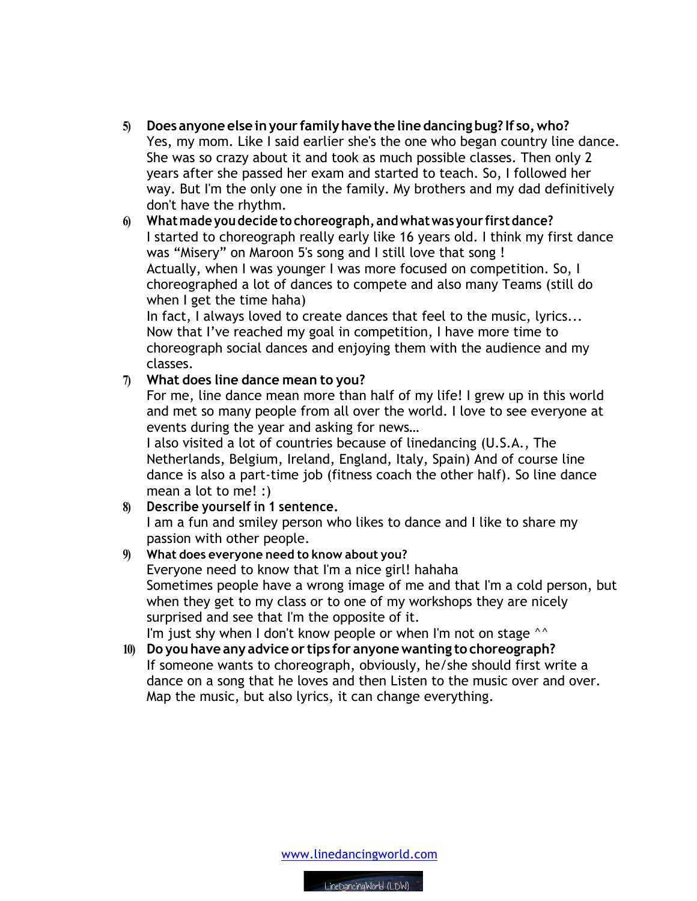5) **Does anyone else in your family have the line dancing bug? If so, who?**
Yes, my mom. Like I said earlier she's the one who began country line dance. She was so crazy about it and took as much possible classes. Then only 2 years after she passed her exam and started to teach. So, I followed her way. But I'm the only one in the family. My brothers and my dad definitively don't have the rhythm.

6) **What made you decide to choreograph, and what was your first dance?**
I started to choreograph really early like 16 years old. I think my first dance was "Misery" on Maroon 5's song and I still love that song !
Actually, when I was younger I was more focused on competition. So, I choreographed a lot of dances to compete and also many Teams (still do when I get the time haha)
In fact, I always loved to create dances that feel to the music, lyrics... Now that I've reached my goal in competition, I have more time to choreograph social dances and enjoying them with the audience and my classes.

7) **What does line dance mean to you?**
For me, line dance mean more than half of my life! I grew up in this world and met so many people from all over the world. I love to see everyone at events during the year and asking for news…
I also visited a lot of countries because of linedancing (U.S.A., The Netherlands, Belgium, Ireland, England, Italy, Spain) And of course line dance is also a part-time job (fitness coach the other half). So line dance mean a lot to me! :)

8) **Describe yourself in 1 sentence.**
I am a fun and smiley person who likes to dance and I like to share my passion with other people.

9) **What does everyone need to know about you?**
Everyone need to know that I'm a nice girl! hahaha
Sometimes people have a wrong image of me and that I'm a cold person, but when they get to my class or to one of my workshops they are nicely surprised and see that I'm the opposite of it.
I'm just shy when I don't know people or when I'm not on stage ^^

10) **Do you have any advice or tips for anyone wanting to choreograph?**
If someone wants to choreograph, obviously, he/she should first write a dance on a song that he loves and then Listen to the music over and over. Map the music, but also lyrics, it can change everything.

www.linedancingworld.com